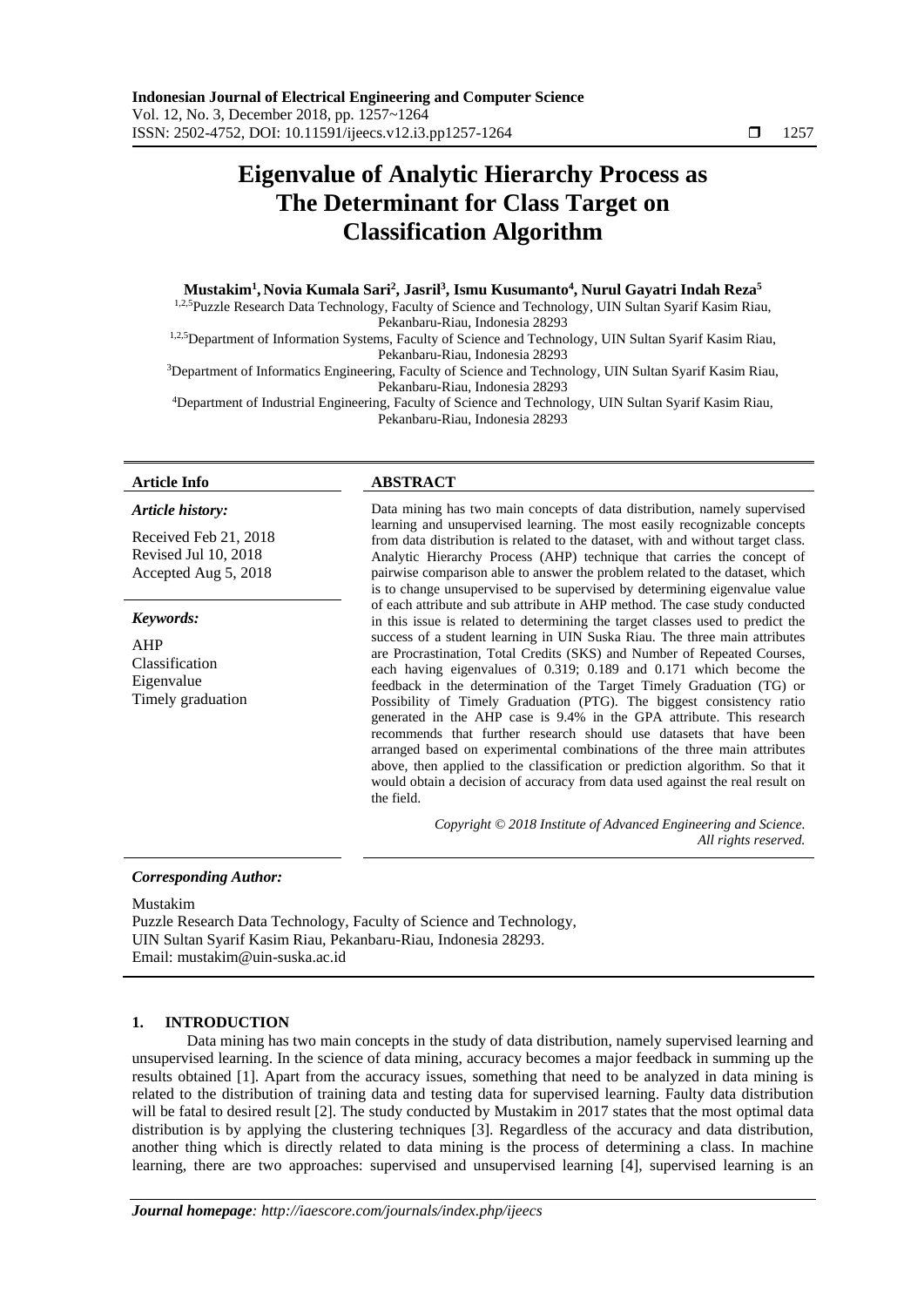# Eigenvalue of Analytic Hierarchy Process as The Determinant for Class Target on Classification Algorithm

**Mustakim[1], Novia Kumala Sari[2], Jasril[3], Ismu Kusumanto[4], Nurul Gayatri Indah Reza[5]**

[1,2,5]Puzzle Research Data Technology, Faculty of Science and Technology, UIN Sultan Syarif Kasim Riau, Pekanbaru-Riau, Indonesia 28293

[1,2,5]Department of Information Systems, Faculty of Science and Technology, UIN Sultan Syarif Kasim Riau, Pekanbaru-Riau, Indonesia 28293

[3]Department of Informatics Engineering, Faculty of Science and Technology, UIN Sultan Syarif Kasim Riau, Pekanbaru-Riau, Indonesia 28293

[4]Department of Industrial Engineering, Faculty of Science and Technology, UIN Sultan Syarif Kasim Riau, Pekanbaru-Riau, Indonesia 28293

**Article Info**

*Article history:*

Received Feb 21, 2018
Revised Jul 10, 2018
Accepted Aug 5, 2018

*Keywords:*

AHP
Classification
Eigenvalue
Timely graduation

**ABSTRACT**

Data mining has two main concepts of data distribution, namely supervised learning and unsupervised learning. The most easily recognizable concepts from data distribution is related to the dataset, with and without target class. Analytic Hierarchy Process (AHP) technique that carries the concept of pairwise comparison able to answer the problem related to the dataset, which is to change unsupervised to be supervised by determining eigenvalue value of each attribute and sub attribute in AHP method. The case study conducted in this issue is related to determining the target classes used to predict the success of a student learning in UIN Suska Riau. The three main attributes are Procrastination, Total Credits (SKS) and Number of Repeated Courses, each having eigenvalues of 0.319; 0.189 and 0.171 which become the feedback in the determination of the Target Timely Graduation (TG) or Possibility of Timely Graduation (PTG). The biggest consistency ratio generated in the AHP case is 9.4% in the GPA attribute. This research recommends that further research should use datasets that have been arranged based on experimental combinations of the three main attributes above, then applied to the classification or prediction algorithm. So that it would obtain a decision of accuracy from data used against the real result on the field.

*Copyright © 2018 Institute of Advanced Engineering and Science. All rights reserved.*

***Corresponding Author:***

Mustakim
Puzzle Research Data Technology, Faculty of Science and Technology,
UIN Sultan Syarif Kasim Riau, Pekanbaru-Riau, Indonesia 28293.
Email: mustakim@uin-suska.ac.id

## 1. INTRODUCTION

Data mining has two main concepts in the study of data distribution, namely supervised learning and unsupervised learning. In the science of data mining, accuracy becomes a major feedback in summing up the results obtained [1]. Apart from the accuracy issues, something that need to be analyzed in data mining is related to the distribution of training data and testing data for supervised learning. Faulty data distribution will be fatal to desired result [2]. The study conducted by Mustakim in 2017 states that the most optimal data distribution is by applying the clustering techniques [3]. Regardless of the accuracy and data distribution, another thing which is directly related to data mining is the process of determining a class. In machine learning, there are two approaches: supervised and unsupervised learning [4], supervised learning is an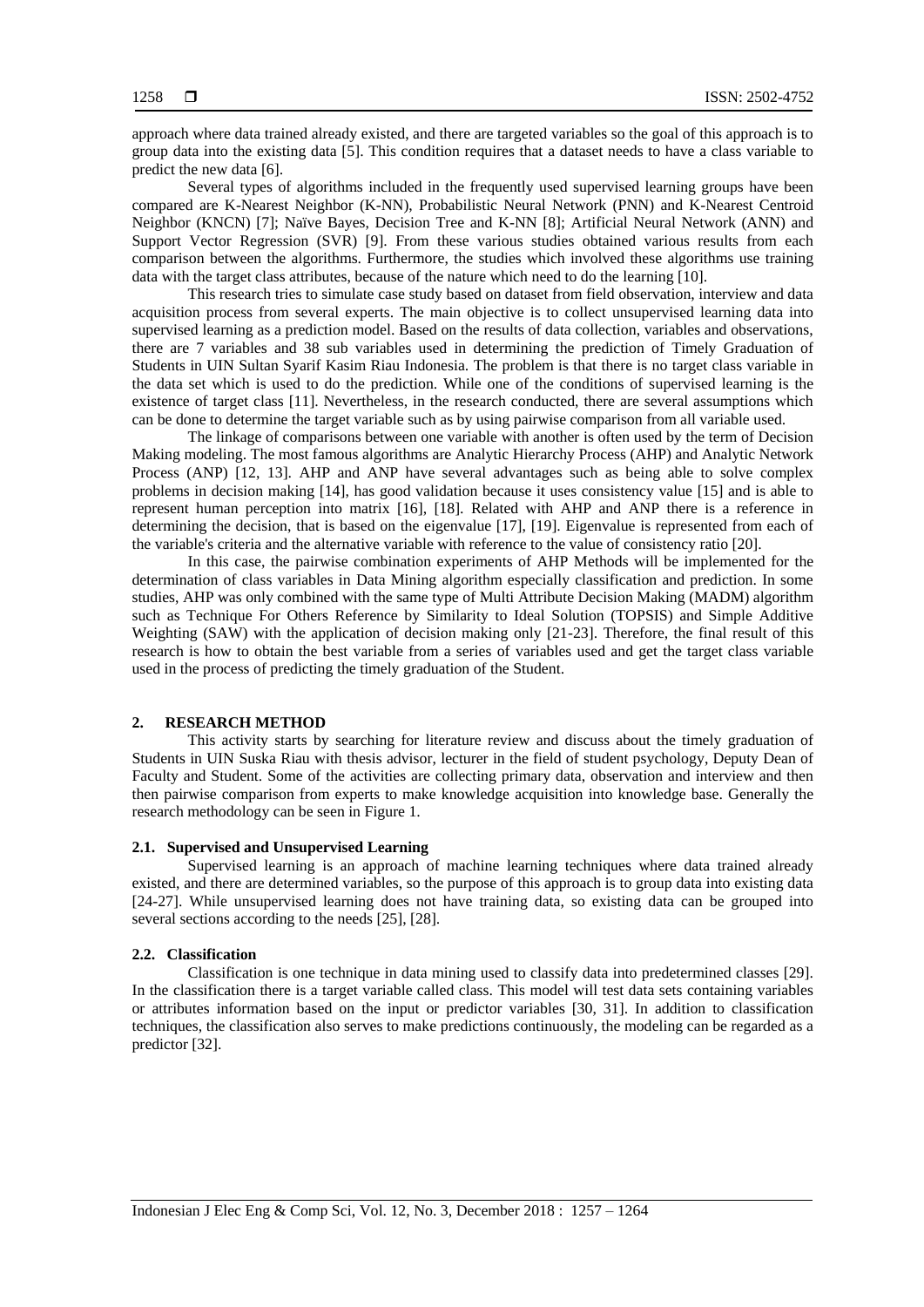approach where data trained already existed, and there are targeted variables so the goal of this approach is to group data into the existing data [5]. This condition requires that a dataset needs to have a class variable to predict the new data [6].

Several types of algorithms included in the frequently used supervised learning groups have been compared are K-Nearest Neighbor (K-NN), Probabilistic Neural Network (PNN) and K-Nearest Centroid Neighbor (KNCN) [7]; Naïve Bayes, Decision Tree and K-NN [8]; Artificial Neural Network (ANN) and Support Vector Regression (SVR) [9]. From these various studies obtained various results from each comparison between the algorithms. Furthermore, the studies which involved these algorithms use training data with the target class attributes, because of the nature which need to do the learning [10].

This research tries to simulate case study based on dataset from field observation, interview and data acquisition process from several experts. The main objective is to collect unsupervised learning data into supervised learning as a prediction model. Based on the results of data collection, variables and observations, there are 7 variables and 38 sub variables used in determining the prediction of Timely Graduation of Students in UIN Sultan Syarif Kasim Riau Indonesia. The problem is that there is no target class variable in the data set which is used to do the prediction. While one of the conditions of supervised learning is the existence of target class [11]. Nevertheless, in the research conducted, there are several assumptions which can be done to determine the target variable such as by using pairwise comparison from all variable used.

The linkage of comparisons between one variable with another is often used by the term of Decision Making modeling. The most famous algorithms are Analytic Hierarchy Process (AHP) and Analytic Network Process (ANP) [12, 13]. AHP and ANP have several advantages such as being able to solve complex problems in decision making [14], has good validation because it uses consistency value [15] and is able to represent human perception into matrix [16], [18]. Related with AHP and ANP there is a reference in determining the decision, that is based on the eigenvalue [17], [19]. Eigenvalue is represented from each of the variable's criteria and the alternative variable with reference to the value of consistency ratio [20].

In this case, the pairwise combination experiments of AHP Methods will be implemented for the determination of class variables in Data Mining algorithm especially classification and prediction. In some studies, AHP was only combined with the same type of Multi Attribute Decision Making (MADM) algorithm such as Technique For Others Reference by Similarity to Ideal Solution (TOPSIS) and Simple Additive Weighting (SAW) with the application of decision making only [21-23]. Therefore, the final result of this research is how to obtain the best variable from a series of variables used and get the target class variable used in the process of predicting the timely graduation of the Student.

## 2. RESEARCH METHOD

This activity starts by searching for literature review and discuss about the timely graduation of Students in UIN Suska Riau with thesis advisor, lecturer in the field of student psychology, Deputy Dean of Faculty and Student. Some of the activities are collecting primary data, observation and interview and then then pairwise comparison from experts to make knowledge acquisition into knowledge base. Generally the research methodology can be seen in Figure 1.

### 2.1. Supervised and Unsupervised Learning

Supervised learning is an approach of machine learning techniques where data trained already existed, and there are determined variables, so the purpose of this approach is to group data into existing data [24-27]. While unsupervised learning does not have training data, so existing data can be grouped into several sections according to the needs [25], [28].

### 2.2. Classification

Classification is one technique in data mining used to classify data into predetermined classes [29]. In the classification there is a target variable called class. This model will test data sets containing variables or attributes information based on the input or predictor variables [30, 31]. In addition to classification techniques, the classification also serves to make predictions continuously, the modeling can be regarded as a predictor [32].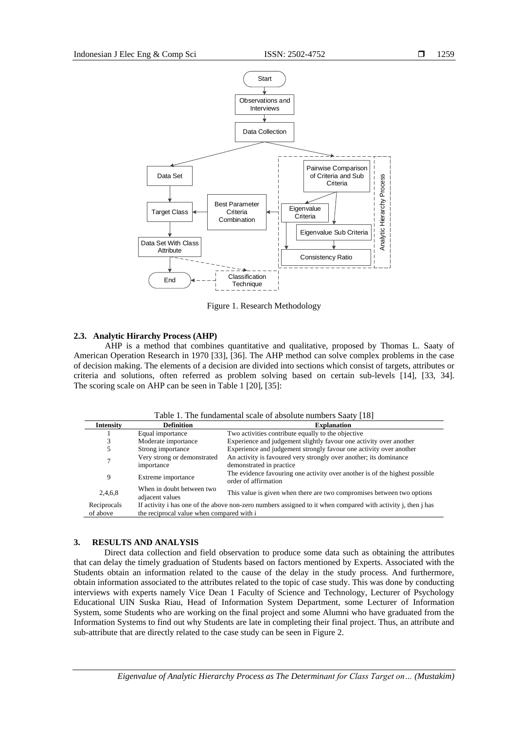Figure 1. Research Methodology

### 2.3. Analytic Hirarchy Process (AHP)

AHP is a method that combines quantitative and qualitative, proposed by Thomas L. Saaty of American Operation Research in 1970 [33], [36]. The AHP method can solve complex problems in the case of decision making. The elements of a decision are divided into sections which consist of targets, attributes or criteria and solutions, often referred as problem solving based on certain sub-levels [14], [33, 34]. The scoring scale on AHP can be seen in Table 1 [20], [35]:

Table 1. The fundamental scale of absolute numbers Saaty [18]

| Intensity | Definition | Explanation |
|---|---|---|
| 1 | Equal importance | Two activities contribute equally to the objective |
| 3 | Moderate importance | Experience and judgement slightly favour one activity over another |
| 5 | Strong importance | Experience and judgement strongly favour one activity over another |
| 7 | Very strong or demonstrated importance | An activity is favoured very strongly over another; its dominance demonstrated in practice |
| 9 | Extreme importance | The evidence favouring one activity over another is of the highest possible order of affirmation |
| 2,4,6,8 | When in doubt between two adjacent values | This value is given when there are two compromises between two options |
| Reciprocals of above | If activity i has one of the above non-zero numbers assigned to it when compared with activity j, then j has the reciprocal value when compared with i | |

## 3. RESULTS AND ANALYSIS

Direct data collection and field observation to produce some data such as obtaining the attributes that can delay the timely graduation of Students based on factors mentioned by Experts. Associated with the Students obtain an information related to the cause of the delay in the study process. And furthermore, obtain information associated to the attributes related to the topic of case study. This was done by conducting interviews with experts namely Vice Dean 1 Faculty of Science and Technology, Lecturer of Psychology Educational UIN Suska Riau, Head of Information System Department, some Lecturer of Information System, some Students who are working on the final project and some Alumni who have graduated from the Information Systems to find out why Students are late in completing their final project. Thus, an attribute and sub-attribute that are directly related to the case study can be seen in Figure 2.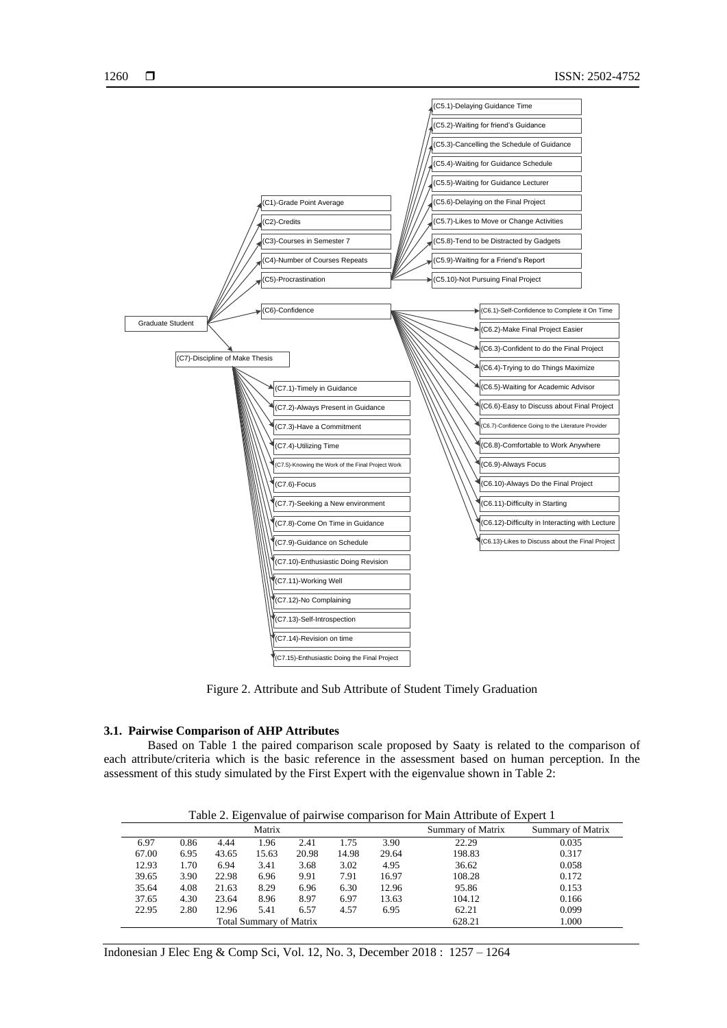- Graduate Student
  - (C1)-Grade Point Average
  - (C2)-Credits
  - (C3)-Courses in Semester 7
  - (C4)-Number of Courses Repeats
  - (C5)-Procrastination
    - (C5.1)-Delaying Guidance Time
    - (C5.2)-Waiting for friend's Guidance
    - (C5.3)-Cancelling the Schedule of Guidance
    - (C5.4)-Waiting for Guidance Schedule
    - (C5.5)-Waiting for Guidance Lecturer
    - (C5.6)-Delaying on the Final Project
    - (C5.7)-Likes to Move or Change Activities
    - (C5.8)-Tend to be Distracted by Gadgets
    - (C5.9)-Waiting for a Friend's Report
    - (C5.10)-Not Pursuing Final Project
  - (C6)-Confidence
    - (C6.1)-Self-Confidence to Complete it On Time
    - (C6.2)-Make Final Project Easier
    - (C6.3)-Confident to do the Final Project
    - (C6.4)-Trying to do Things Maximize
    - (C6.5)-Waiting for Academic Advisor
    - (C6.6)-Easy to Discuss about Final Project
    - (C6.7)-Confidence Going to the Literature Provider
    - (C6.8)-Comfortable to Work Anywhere
    - (C6.9)-Always Focus
    - (C6.10)-Always Do the Final Project
    - (C6.11)-Difficulty in Starting
    - (C6.12)-Difficulty in Interacting with Lecture
    - (C6.13)-Likes to Discuss about the Final Project
  - (C7)-Discipline of Make Thesis
    - (C7.1)-Timely in Guidance
    - (C7.2)-Always Present in Guidance
    - (C7.3)-Have a Commitment
    - (C7.4)-Utilizing Time
    - (C7.5)-Knowing the Work of the Final Project Work
    - (C7.6)-Focus
    - (C7.7)-Seeking a New environment
    - (C7.8)-Come On Time in Guidance
    - (C7.9)-Guidance on Schedule
    - (C7.10)-Enthusiastic Doing Revision
    - (C7.11)-Working Well
    - (C7.12)-No Complaining
    - (C7.13)-Self-Introspection
    - (C7.14)-Revision on time
    - (C7.15)-Enthusiastic Doing the Final Project

Figure 2. Attribute and Sub Attribute of Student Timely Graduation

### 3.1. Pairwise Comparison of AHP Attributes

Based on Table 1 the paired comparison scale proposed by Saaty is related to the comparison of each attribute/criteria which is the basic reference in the assessment based on human perception. In the assessment of this study simulated by the First Expert with the eigenvalue shown in Table 2:

Table 2. Eigenvalue of pairwise comparison for Main Attribute of Expert 1

| Matrix | | | | | | | Summary of Matrix | Summary of Matrix |
|---|---|---|---|---|---|---|---|---|
| 6.97 | 0.86 | 4.44 | 1.96 | 2.41 | 1.75 | 3.90 | 22.29 | 0.035 |
| 67.00 | 6.95 | 43.65 | 15.63 | 20.98 | 14.98 | 29.64 | 198.83 | 0.317 |
| 12.93 | 1.70 | 6.94 | 3.41 | 3.68 | 3.02 | 4.95 | 36.62 | 0.058 |
| 39.65 | 3.90 | 22.98 | 6.96 | 9.91 | 7.91 | 16.97 | 108.28 | 0.172 |
| 35.64 | 4.08 | 21.63 | 8.29 | 6.96 | 6.30 | 12.96 | 95.86 | 0.153 |
| 37.65 | 4.30 | 23.64 | 8.96 | 8.97 | 6.97 | 13.63 | 104.12 | 0.166 |
| 22.95 | 2.80 | 12.96 | 5.41 | 6.57 | 4.57 | 6.95 | 62.21 | 0.099 |
| Total Summary of Matrix | | | | | | | 628.21 | 1.000 |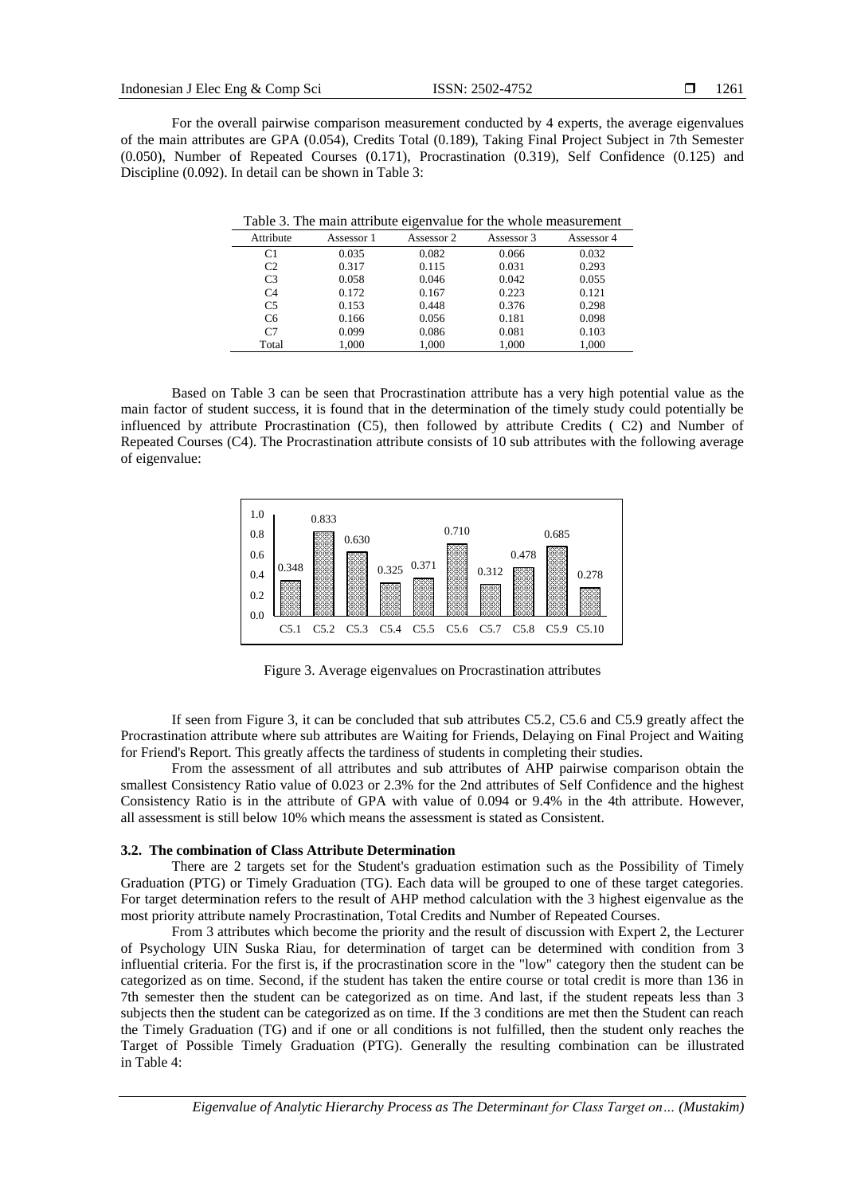For the overall pairwise comparison measurement conducted by 4 experts, the average eigenvalues of the main attributes are GPA (0.054), Credits Total (0.189), Taking Final Project Subject in 7th Semester (0.050), Number of Repeated Courses (0.171), Procrastination (0.319), Self Confidence (0.125) and Discipline (0.092). In detail can be shown in Table 3:

Table 3. The main attribute eigenvalue for the whole measurement

| Attribute | Assessor 1 | Assessor 2 | Assessor 3 | Assessor 4 |
|---|---|---|---|---|
| C1 | 0.035 | 0.082 | 0.066 | 0.032 |
| C2 | 0.317 | 0.115 | 0.031 | 0.293 |
| C3 | 0.058 | 0.046 | 0.042 | 0.055 |
| C4 | 0.172 | 0.167 | 0.223 | 0.121 |
| C5 | 0.153 | 0.448 | 0.376 | 0.298 |
| C6 | 0.166 | 0.056 | 0.181 | 0.098 |
| C7 | 0.099 | 0.086 | 0.081 | 0.103 |
| Total | 1,000 | 1,000 | 1,000 | 1,000 |

Based on Table 3 can be seen that Procrastination attribute has a very high potential value as the main factor of student success, it is found that in the determination of the timely study could potentially be influenced by attribute Procrastination (C5), then followed by attribute Credits ( C2) and Number of Repeated Courses (C4). The Procrastination attribute consists of 10 sub attributes with the following average of eigenvalue:

Figure 3. Average eigenvalues on Procrastination attributes

If seen from Figure 3, it can be concluded that sub attributes C5.2, C5.6 and C5.9 greatly affect the Procrastination attribute where sub attributes are Waiting for Friends, Delaying on Final Project and Waiting for Friend's Report. This greatly affects the tardiness of students in completing their studies.

From the assessment of all attributes and sub attributes of AHP pairwise comparison obtain the smallest Consistency Ratio value of 0.023 or 2.3% for the 2nd attributes of Self Confidence and the highest Consistency Ratio is in the attribute of GPA with value of 0.094 or 9.4% in the 4th attribute. However, all assessment is still below 10% which means the assessment is stated as Consistent.

### 3.2. The combination of Class Attribute Determination

There are 2 targets set for the Student's graduation estimation such as the Possibility of Timely Graduation (PTG) or Timely Graduation (TG). Each data will be grouped to one of these target categories. For target determination refers to the result of AHP method calculation with the 3 highest eigenvalue as the most priority attribute namely Procrastination, Total Credits and Number of Repeated Courses.

From 3 attributes which become the priority and the result of discussion with Expert 2, the Lecturer of Psychology UIN Suska Riau, for determination of target can be determined with condition from 3 influential criteria. For the first is, if the procrastination score in the "low" category then the student can be categorized as on time. Second, if the student has taken the entire course or total credit is more than 136 in 7th semester then the student can be categorized as on time. And last, if the student repeats less than 3 subjects then the student can be categorized as on time. If the 3 conditions are met then the Student can reach the Timely Graduation (TG) and if one or all conditions is not fulfilled, then the student only reaches the Target of Possible Timely Graduation (PTG). Generally the resulting combination can be illustrated in Table 4: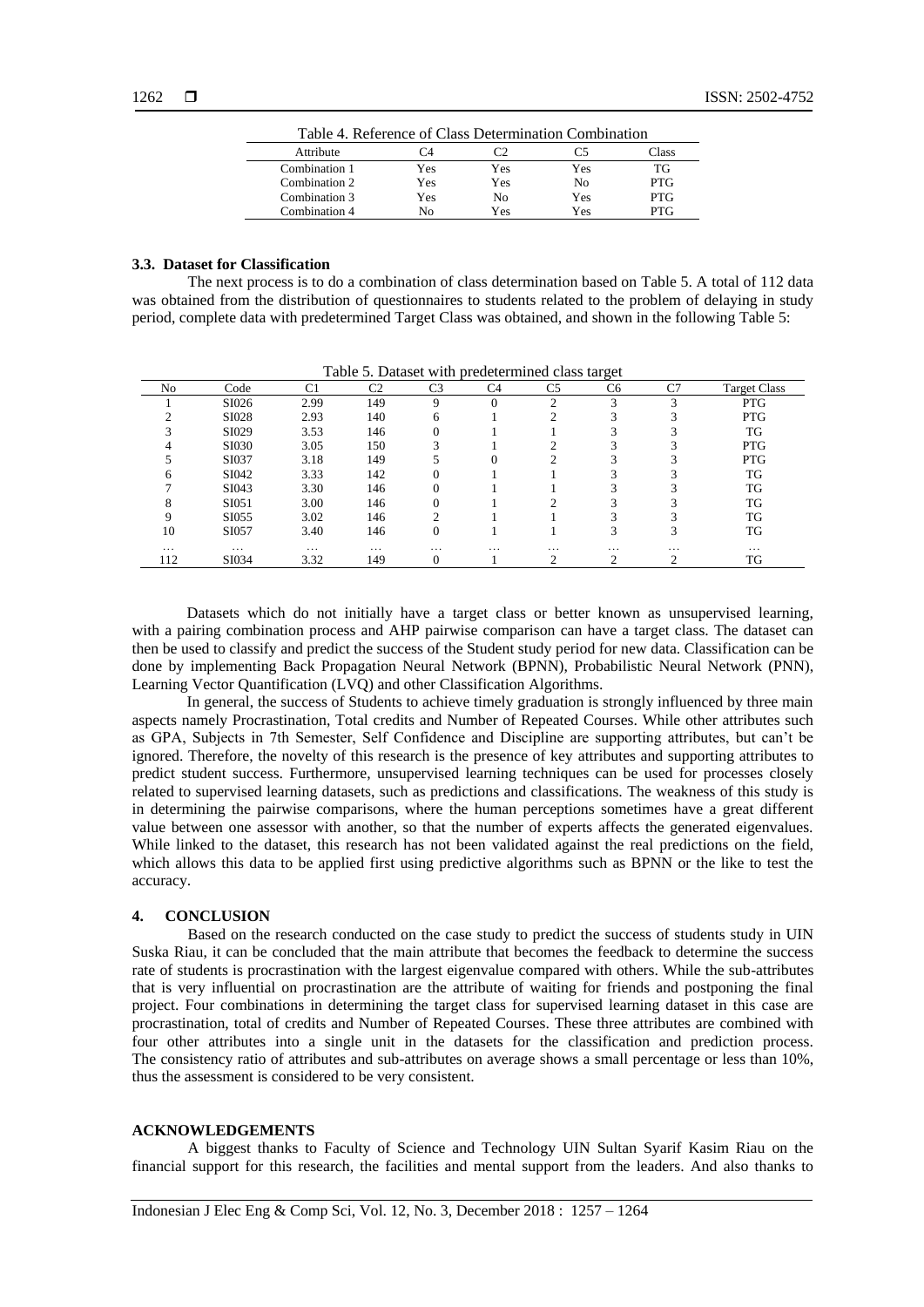Table 4. Reference of Class Determination Combination

| Attribute | C4 | C2 | C5 | Class |
|---|---|---|---|---|
| Combination 1 | Yes | Yes | Yes | TG |
| Combination 2 | Yes | Yes | No | PTG |
| Combination 3 | Yes | No | Yes | PTG |
| Combination 4 | No | Yes | Yes | PTG |

### 3.3. Dataset for Classification

The next process is to do a combination of class determination based on Table 5. A total of 112 data was obtained from the distribution of questionnaires to students related to the problem of delaying in study period, complete data with predetermined Target Class was obtained, and shown in the following Table 5:

Table 5. Dataset with predetermined class target

| No | Code | C1 | C2 | C3 | C4 | C5 | C6 | C7 | Target Class |
|---|---|---|---|---|---|---|---|---|---|
| 1 | SI026 | 2.99 | 149 | 9 | 0 | 2 | 3 | 3 | PTG |
| 2 | SI028 | 2.93 | 140 | 6 | 1 | 2 | 3 | 3 | PTG |
| 3 | SI029 | 3.53 | 146 | 0 | 1 | 1 | 3 | 3 | TG |
| 4 | SI030 | 3.05 | 150 | 3 | 1 | 2 | 3 | 3 | PTG |
| 5 | SI037 | 3.18 | 149 | 5 | 0 | 2 | 3 | 3 | PTG |
| 6 | SI042 | 3.33 | 142 | 0 | 1 | 1 | 3 | 3 | TG |
| 7 | SI043 | 3.30 | 146 | 0 | 1 | 1 | 3 | 3 | TG |
| 8 | SI051 | 3.00 | 146 | 0 | 1 | 2 | 3 | 3 | TG |
| 9 | SI055 | 3.02 | 146 | 2 | 1 | 1 | 3 | 3 | TG |
| 10 | SI057 | 3.40 | 146 | 0 | 1 | 1 | 3 | 3 | TG |
| … | … | … | … | … | … | … | … | … | … |
| 112 | SI034 | 3.32 | 149 | 0 | 1 | 2 | 2 | 2 | TG |

Datasets which do not initially have a target class or better known as unsupervised learning, with a pairing combination process and AHP pairwise comparison can have a target class. The dataset can then be used to classify and predict the success of the Student study period for new data. Classification can be done by implementing Back Propagation Neural Network (BPNN), Probabilistic Neural Network (PNN), Learning Vector Quantification (LVQ) and other Classification Algorithms.

In general, the success of Students to achieve timely graduation is strongly influenced by three main aspects namely Procrastination, Total credits and Number of Repeated Courses. While other attributes such as GPA, Subjects in 7th Semester, Self Confidence and Discipline are supporting attributes, but can't be ignored. Therefore, the novelty of this research is the presence of key attributes and supporting attributes to predict student success. Furthermore, unsupervised learning techniques can be used for processes closely related to supervised learning datasets, such as predictions and classifications. The weakness of this study is in determining the pairwise comparisons, where the human perceptions sometimes have a great different value between one assessor with another, so that the number of experts affects the generated eigenvalues. While linked to the dataset, this research has not been validated against the real predictions on the field, which allows this data to be applied first using predictive algorithms such as BPNN or the like to test the accuracy.

## 4. CONCLUSION

Based on the research conducted on the case study to predict the success of students study in UIN Suska Riau, it can be concluded that the main attribute that becomes the feedback to determine the success rate of students is procrastination with the largest eigenvalue compared with others. While the sub-attributes that is very influential on procrastination are the attribute of waiting for friends and postponing the final project. Four combinations in determining the target class for supervised learning dataset in this case are procrastination, total of credits and Number of Repeated Courses. These three attributes are combined with four other attributes into a single unit in the datasets for the classification and prediction process. The consistency ratio of attributes and sub-attributes on average shows a small percentage or less than 10%, thus the assessment is considered to be very consistent.

## ACKNOWLEDGEMENTS

A biggest thanks to Faculty of Science and Technology UIN Sultan Syarif Kasim Riau on the financial support for this research, the facilities and mental support from the leaders. And also thanks to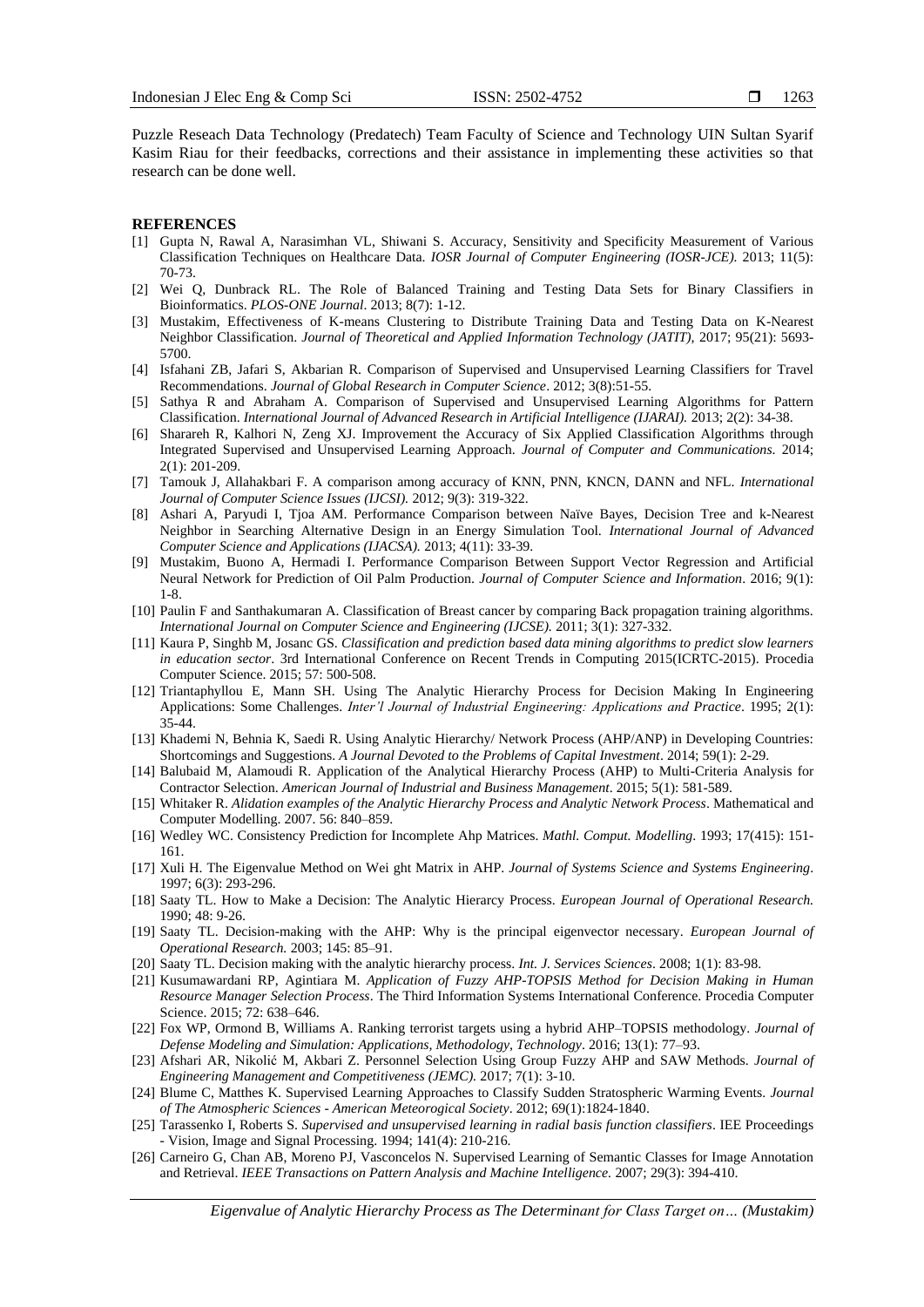Puzzle Reseach Data Technology (Predatech) Team Faculty of Science and Technology UIN Sultan Syarif Kasim Riau for their feedbacks, corrections and their assistance in implementing these activities so that research can be done well.

## REFERENCES

[1] Gupta N, Rawal A, Narasimhan VL, Shiwani S. Accuracy, Sensitivity and Specificity Measurement of Various Classification Techniques on Healthcare Data. *IOSR Journal of Computer Engineering (IOSR-JCE).* 2013; 11(5): 70-73.

[2] Wei Q, Dunbrack RL. The Role of Balanced Training and Testing Data Sets for Binary Classifiers in Bioinformatics. *PLOS-ONE Journal*. 2013; 8(7): 1-12.

[3] Mustakim, Effectiveness of K-means Clustering to Distribute Training Data and Testing Data on K-Nearest Neighbor Classification. *Journal of Theoretical and Applied Information Technology (JATIT)*, 2017; 95(21): 5693-5700.

[4] Isfahani ZB, Jafari S, Akbarian R. Comparison of Supervised and Unsupervised Learning Classifiers for Travel Recommendations. *Journal of Global Research in Computer Science*. 2012; 3(8):51-55.

[5] Sathya R and Abraham A. Comparison of Supervised and Unsupervised Learning Algorithms for Pattern Classification. *International Journal of Advanced Research in Artificial Intelligence (IJARAI).* 2013; 2(2): 34-38.

[6] Sharareh R, Kalhori N, Zeng XJ. Improvement the Accuracy of Six Applied Classification Algorithms through Integrated Supervised and Unsupervised Learning Approach. *Journal of Computer and Communications*. 2014; 2(1): 201-209.

[7] Tamouk J, Allahakbari F. A comparison among accuracy of KNN, PNN, KNCN, DANN and NFL. *International Journal of Computer Science Issues (IJCSI).* 2012; 9(3): 319-322.

[8] Ashari A, Paryudi I, Tjoa AM. Performance Comparison between Naïve Bayes, Decision Tree and k-Nearest Neighbor in Searching Alternative Design in an Energy Simulation Tool. *International Journal of Advanced Computer Science and Applications (IJACSA).* 2013; 4(11): 33-39.

[9] Mustakim, Buono A, Hermadi I. Performance Comparison Between Support Vector Regression and Artificial Neural Network for Prediction of Oil Palm Production. *Journal of Computer Science and Information*. 2016; 9(1): 1-8.

[10] Paulin F and Santhakumaran A. Classification of Breast cancer by comparing Back propagation training algorithms. *International Journal on Computer Science and Engineering (IJCSE).* 2011; 3(1): 327-332.

[11] Kaura P, Singhb M, Josanc GS. *Classification and prediction based data mining algorithms to predict slow learners in education sector*. 3rd International Conference on Recent Trends in Computing 2015(ICRTC-2015). Procedia Computer Science. 2015; 57: 500-508.

[12] Triantaphyllou E, Mann SH. Using The Analytic Hierarchy Process for Decision Making In Engineering Applications: Some Challenges. *Inter'l Journal of Industrial Engineering: Applications and Practice*. 1995; 2(1): 35-44.

[13] Khademi N, Behnia K, Saedi R. Using Analytic Hierarchy/ Network Process (AHP/ANP) in Developing Countries: Shortcomings and Suggestions. *A Journal Devoted to the Problems of Capital Investment*. 2014; 59(1): 2-29.

[14] Balubaid M, Alamoudi R. Application of the Analytical Hierarchy Process (AHP) to Multi-Criteria Analysis for Contractor Selection. *American Journal of Industrial and Business Management*. 2015; 5(1): 581-589.

[15] Whitaker R. *Alidation examples of the Analytic Hierarchy Process and Analytic Network Process*. Mathematical and Computer Modelling. 2007. 56: 840–859.

[16] Wedley WC. Consistency Prediction for Incomplete Ahp Matrices. *Mathl. Comput. Modelling*. 1993; 17(415): 151-161.

[17] Xuli H. The Eigenvalue Method on Wei ght Matrix in AHP. *Journal of Systems Science and Systems Engineering*. 1997; 6(3): 293-296.

[18] Saaty TL. How to Make a Decision: The Analytic Hierarcy Process. *European Journal of Operational Research.* 1990; 48: 9-26.

[19] Saaty TL. Decision-making with the AHP: Why is the principal eigenvector necessary. *European Journal of Operational Research.* 2003; 145: 85–91.

[20] Saaty TL. Decision making with the analytic hierarchy process. *Int. J. Services Sciences*. 2008; 1(1): 83-98.

[21] Kusumawardani RP, Agintiara M. *Application of Fuzzy AHP-TOPSIS Method for Decision Making in Human Resource Manager Selection Process*. The Third Information Systems International Conference. Procedia Computer Science. 2015; 72: 638–646.

[22] Fox WP, Ormond B, Williams A. Ranking terrorist targets using a hybrid AHP–TOPSIS methodology. *Journal of Defense Modeling and Simulation: Applications, Methodology, Technology*. 2016; 13(1): 77–93.

[23] Afshari AR, Nikolić M, Akbari Z. Personnel Selection Using Group Fuzzy AHP and SAW Methods. *Journal of Engineering Management and Competitiveness (JEMC).* 2017; 7(1): 3-10.

[24] Blume C, Matthes K. Supervised Learning Approaches to Classify Sudden Stratospheric Warming Events. *Journal of The Atmospheric Sciences - American Meteorogical Society*. 2012; 69(1):1824-1840.

[25] Tarassenko I, Roberts S. *Supervised and unsupervised learning in radial basis function classifiers*. IEE Proceedings - Vision, Image and Signal Processing. 1994; 141(4): 210-216.

[26] Carneiro G, Chan AB, Moreno PJ, Vasconcelos N. Supervised Learning of Semantic Classes for Image Annotation and Retrieval. *IEEE Transactions on Pattern Analysis and Machine Intelligence.* 2007; 29(3): 394-410.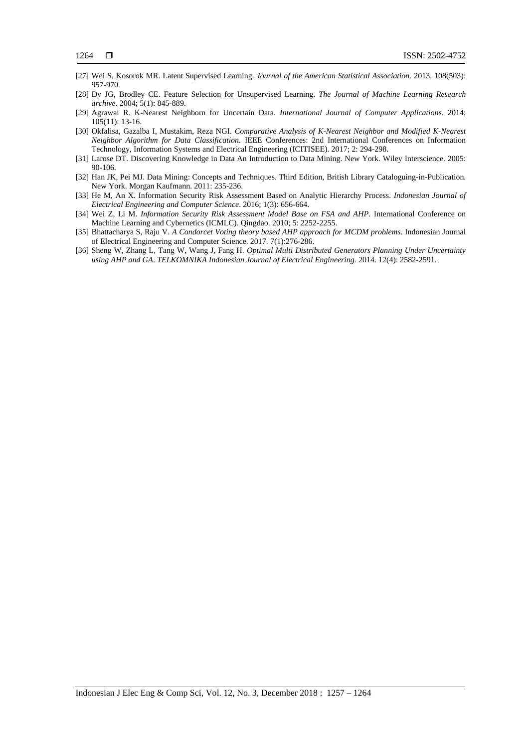[27] Wei S, Kosorok MR. Latent Supervised Learning. *Journal of the American Statistical Association*. 2013. 108(503): 957-970.

[28] Dy JG, Brodley CE. Feature Selection for Unsupervised Learning. *The Journal of Machine Learning Research archive*. 2004; 5(1): 845-889.

[29] Agrawal R. K-Nearest Neighborn for Uncertain Data. *International Journal of Computer Applications*. 2014; 105(11): 13-16.

[30] Okfalisa, Gazalba I, Mustakim, Reza NGI. *Comparative Analysis of K-Nearest Neighbor and Modified K-Nearest Neighbor Algorithm for Data Classification.* IEEE Conferences: 2nd International Conferences on Information Technology, Information Systems and Electrical Engineering (ICITISEE). 2017; 2: 294-298.

[31] Larose DT. Discovering Knowledge in Data An Introduction to Data Mining. New York. Wiley Interscience. 2005: 90-106.

[32] Han JK, Pei MJ. Data Mining: Concepts and Techniques. Third Edition, British Library Cataloguing-in-Publication. New York. Morgan Kaufmann. 2011: 235-236.

[33] He M, An X. Information Security Risk Assessment Based on Analytic Hierarchy Process. *Indonesian Journal of Electrical Engineering and Computer Science*. 2016; 1(3): 656-664.

[34] Wei Z, Li M. *Information Security Risk Assessment Model Base on FSA and AHP*. International Conference on Machine Learning and Cybernetics (ICMLC). Qingdao. 2010; 5: 2252-2255.

[35] Bhattacharya S, Raju V. *A Condorcet Voting theory based AHP approach for MCDM problems*. Indonesian Journal of Electrical Engineering and Computer Science. 2017. 7(1):276-286.

[36] Sheng W, Zhang L, Tang W, Wang J, Fang H. *Optimal Multi Distributed Generators Planning Under Uncertainty using AHP and GA*. *TELKOMNIKA Indonesian Journal of Electrical Engineering.* 2014. 12(4): 2582-2591.